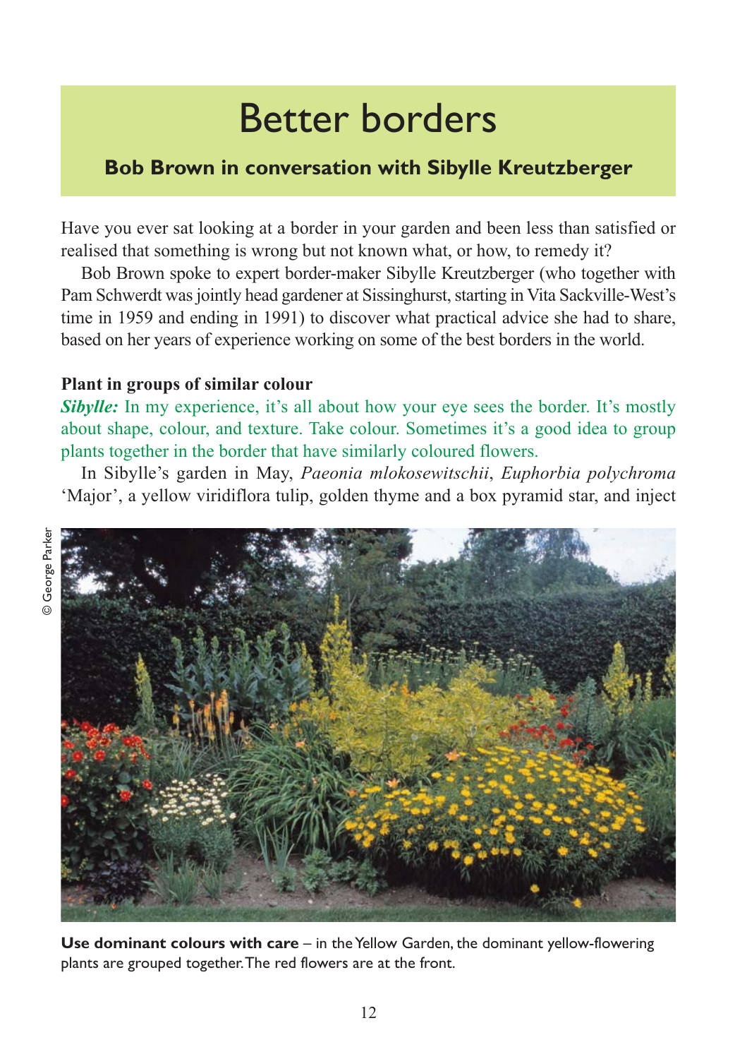# Better borders

## Bob Brown in conversation with Sibylle Kreutzberger

Have you ever sat looking at a border in your garden and been less than satisfied or realised that something is wrong but not known what, or how, to remedy it?

Bob Brown spoke to expert border-maker Sibylle Kreutzberger (who together with Pam Schwerdt was jointly head gardener at Sissinghurst, starting in Vita Sackville-West's time in 1959 and ending in 1991) to discover what practical advice she had to share, based on her years of experience working on some of the best borders in the world.

**Plant in groups of similar colour**

***Sibylle:*** In my experience, it's all about how your eye sees the border. It's mostly about shape, colour, and texture. Take colour. Sometimes it's a good idea to group plants together in the border that have similarly coloured flowers.

In Sibylle's garden in May, *Paeonia mlokosewitschii*, *Euphorbia polychroma* 'Major', a yellow viridiflora tulip, golden thyme and a box pyramid star, and inject

© George Parker

**Use dominant colours with care** – in the Yellow Garden, the dominant yellow-flowering plants are grouped together. The red flowers are at the front.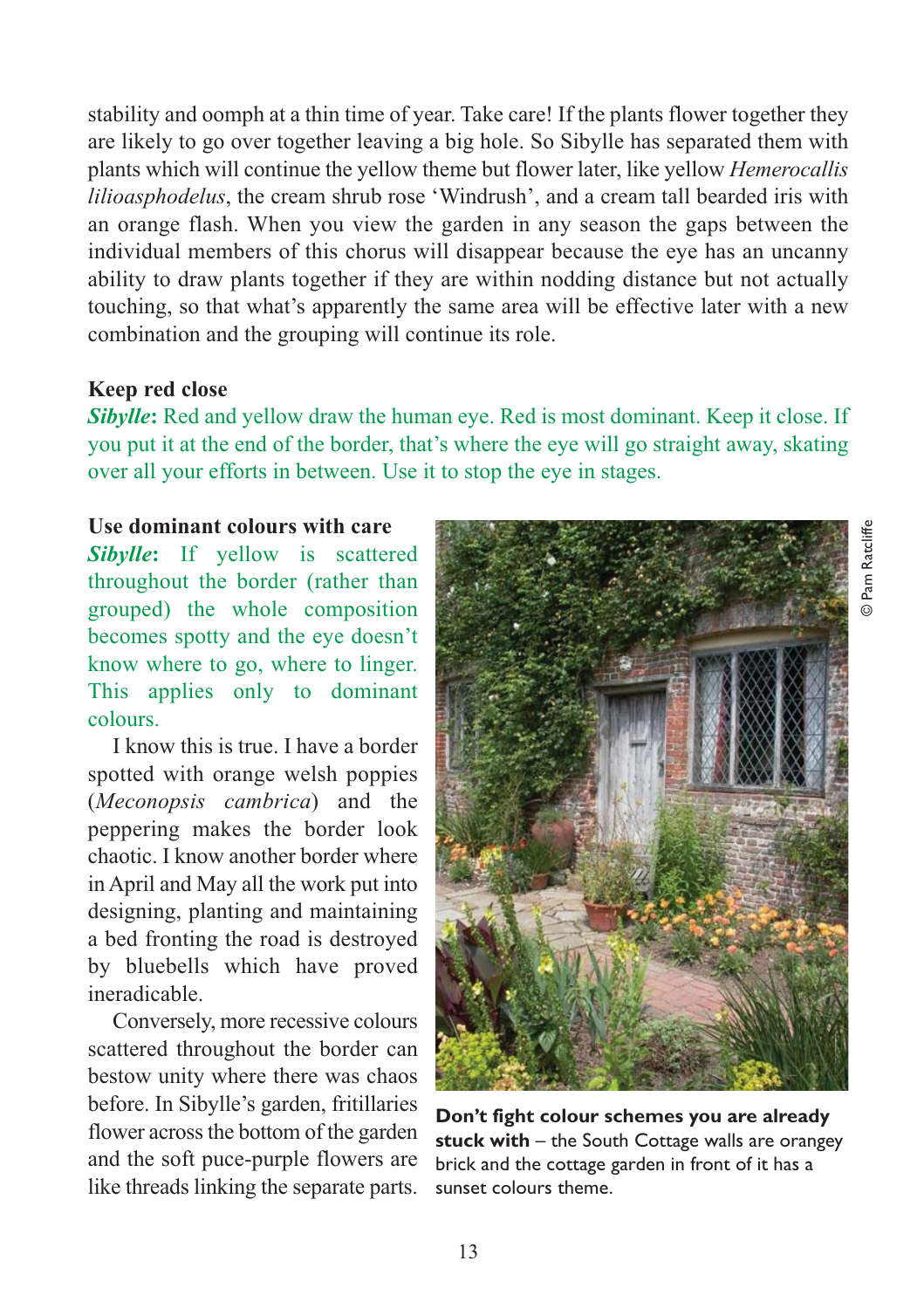stability and oomph at a thin time of year. Take care! If the plants flower together they are likely to go over together leaving a big hole. So Sibylle has separated them with plants which will continue the yellow theme but flower later, like yellow *Hemerocallis lilioasphodelus*, the cream shrub rose 'Windrush', and a cream tall bearded iris with an orange flash. When you view the garden in any season the gaps between the individual members of this chorus will disappear because the eye has an uncanny ability to draw plants together if they are within nodding distance but not actually touching, so that what's apparently the same area will be effective later with a new combination and the grouping will continue its role.

**Keep red close**

***Sibylle*:** Red and yellow draw the human eye. Red is most dominant. Keep it close. If you put it at the end of the border, that's where the eye will go straight away, skating over all your efforts in between. Use it to stop the eye in stages.

**Use dominant colours with care**

***Sibylle*:** If yellow is scattered throughout the border (rather than grouped) the whole composition becomes spotty and the eye doesn't know where to go, where to linger. This applies only to dominant colours.

I know this is true. I have a border spotted with orange welsh poppies (*Meconopsis cambrica*) and the peppering makes the border look chaotic. I know another border where in April and May all the work put into designing, planting and maintaining a bed fronting the road is destroyed by bluebells which have proved ineradicable.

Conversely, more recessive colours scattered throughout the border can bestow unity where there was chaos before. In Sibylle's garden, fritillaries flower across the bottom of the garden and the soft puce-purple flowers are like threads linking the separate parts.

© Pam Ratcliffe

**Don't fight colour schemes you are already stuck with** – the South Cottage walls are orangey brick and the cottage garden in front of it has a sunset colours theme.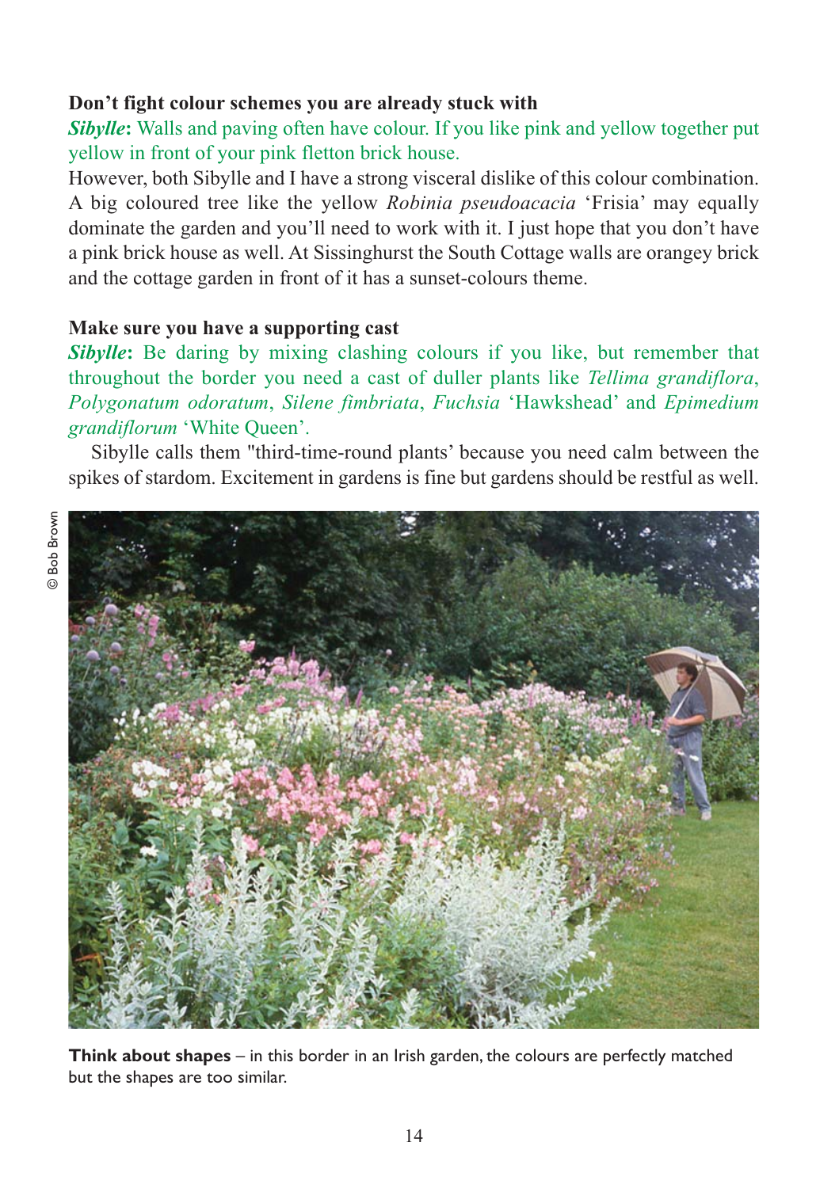**Don't fight colour schemes you are already stuck with**

***Sibylle*:** Walls and paving often have colour. If you like pink and yellow together put yellow in front of your pink fletton brick house.

However, both Sibylle and I have a strong visceral dislike of this colour combination. A big coloured tree like the yellow *Robinia pseudoacacia* 'Frisia' may equally dominate the garden and you'll need to work with it. I just hope that you don't have a pink brick house as well. At Sissinghurst the South Cottage walls are orangey brick and the cottage garden in front of it has a sunset-colours theme.

**Make sure you have a supporting cast**

***Sibylle*:** Be daring by mixing clashing colours if you like, but remember that throughout the border you need a cast of duller plants like *Tellima grandiflora*, *Polygonatum odoratum*, *Silene fimbriata*, *Fuchsia* 'Hawkshead' and *Epimedium grandiflorum* 'White Queen'.

Sibylle calls them "third-time-round plants' because you need calm between the spikes of stardom. Excitement in gardens is fine but gardens should be restful as well.

© Bob Brown

**Think about shapes** – in this border in an Irish garden, the colours are perfectly matched but the shapes are too similar.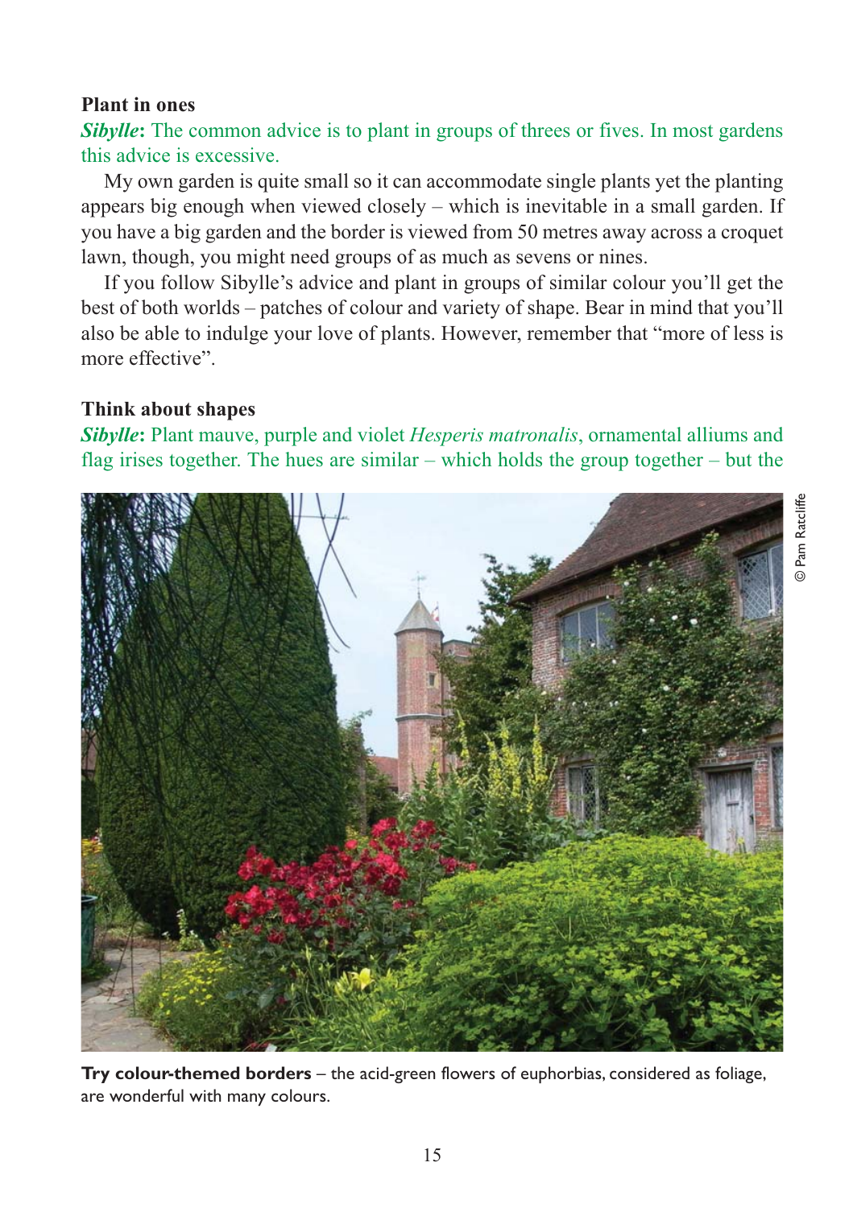**Plant in ones**

***Sibylle*:** The common advice is to plant in groups of threes or fives. In most gardens this advice is excessive.

My own garden is quite small so it can accommodate single plants yet the planting appears big enough when viewed closely – which is inevitable in a small garden. If you have a big garden and the border is viewed from 50 metres away across a croquet lawn, though, you might need groups of as much as sevens or nines.

If you follow Sibylle's advice and plant in groups of similar colour you'll get the best of both worlds – patches of colour and variety of shape. Bear in mind that you'll also be able to indulge your love of plants. However, remember that "more of less is more effective".

**Think about shapes**

***Sibylle*:** Plant mauve, purple and violet *Hesperis matronalis*, ornamental alliums and flag irises together. The hues are similar – which holds the group together – but the

© Pam Ratcliffe

**Try colour-themed borders** – the acid-green flowers of euphorbias, considered as foliage, are wonderful with many colours.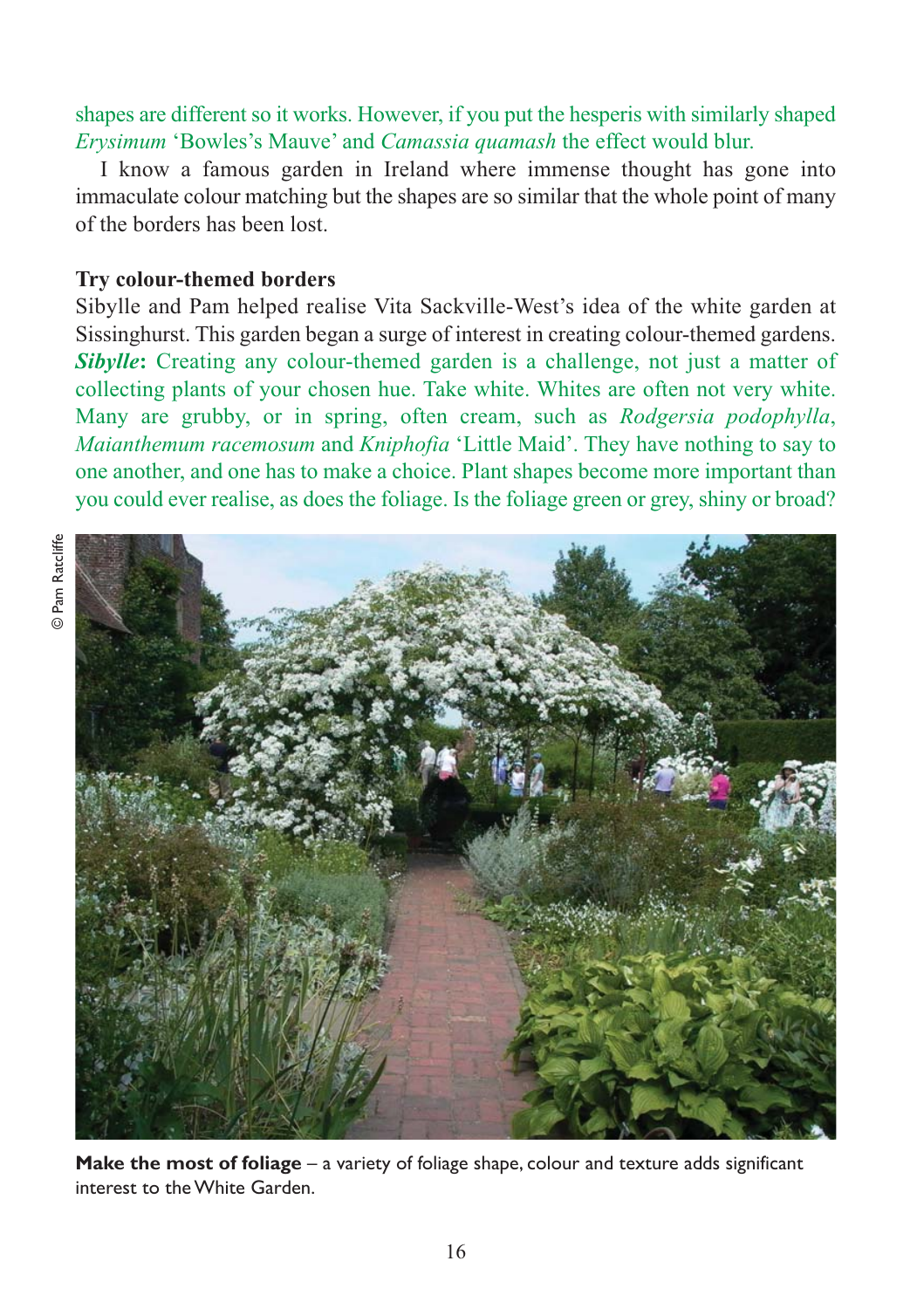shapes are different so it works. However, if you put the hesperis with similarly shaped *Erysimum* 'Bowles's Mauve' and *Camassia quamash* the effect would blur.

I know a famous garden in Ireland where immense thought has gone into immaculate colour matching but the shapes are so similar that the whole point of many of the borders has been lost.

**Try colour-themed borders**

Sibylle and Pam helped realise Vita Sackville-West's idea of the white garden at Sissinghurst. This garden began a surge of interest in creating colour-themed gardens.

***Sibylle*:** Creating any colour-themed garden is a challenge, not just a matter of collecting plants of your chosen hue. Take white. Whites are often not very white. Many are grubby, or in spring, often cream, such as *Rodgersia podophylla*, *Maianthemum racemosum* and *Kniphofia* 'Little Maid'. They have nothing to say to one another, and one has to make a choice. Plant shapes become more important than you could ever realise, as does the foliage. Is the foliage green or grey, shiny or broad?

© Pam Ratcliffe

**Make the most of foliage** – a variety of foliage shape, colour and texture adds significant interest to the White Garden.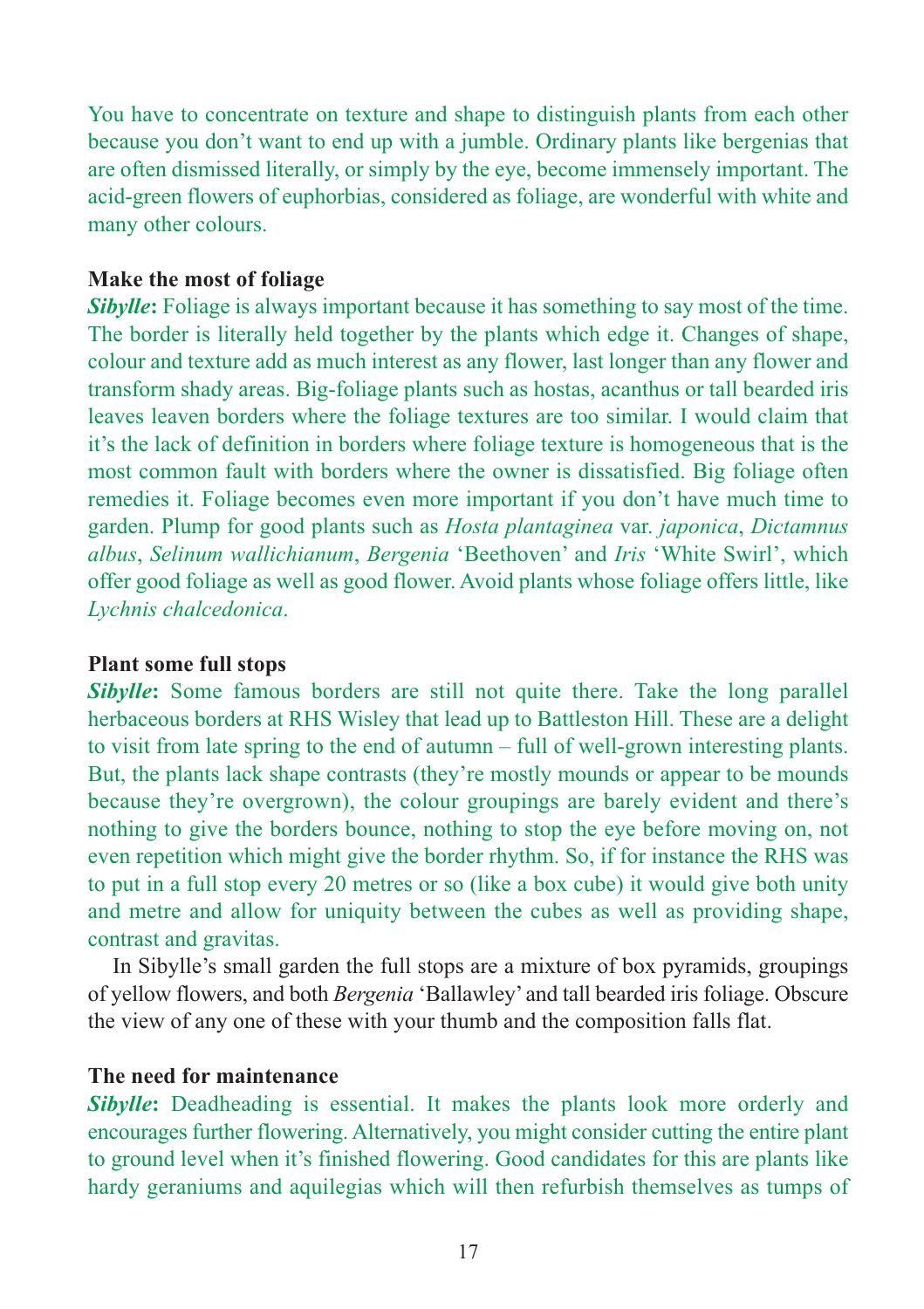You have to concentrate on texture and shape to distinguish plants from each other because you don't want to end up with a jumble. Ordinary plants like bergenias that are often dismissed literally, or simply by the eye, become immensely important. The acid-green flowers of euphorbias, considered as foliage, are wonderful with white and many other colours.

**Make the most of foliage**

***Sibylle*****:** Foliage is always important because it has something to say most of the time. The border is literally held together by the plants which edge it. Changes of shape, colour and texture add as much interest as any flower, last longer than any flower and transform shady areas. Big-foliage plants such as hostas, acanthus or tall bearded iris leaves leaven borders where the foliage textures are too similar. I would claim that it's the lack of definition in borders where foliage texture is homogeneous that is the most common fault with borders where the owner is dissatisfied. Big foliage often remedies it. Foliage becomes even more important if you don't have much time to garden. Plump for good plants such as *Hosta plantaginea* var. *japonica*, *Dictamnus albus*, *Selinum wallichianum*, *Bergenia* 'Beethoven' and *Iris* 'White Swirl', which offer good foliage as well as good flower. Avoid plants whose foliage offers little, like *Lychnis chalcedonica*.

**Plant some full stops**

***Sibylle*****:** Some famous borders are still not quite there. Take the long parallel herbaceous borders at RHS Wisley that lead up to Battleston Hill. These are a delight to visit from late spring to the end of autumn – full of well-grown interesting plants. But, the plants lack shape contrasts (they're mostly mounds or appear to be mounds because they're overgrown), the colour groupings are barely evident and there's nothing to give the borders bounce, nothing to stop the eye before moving on, not even repetition which might give the border rhythm. So, if for instance the RHS was to put in a full stop every 20 metres or so (like a box cube) it would give both unity and metre and allow for uniquity between the cubes as well as providing shape, contrast and gravitas.

In Sibylle's small garden the full stops are a mixture of box pyramids, groupings of yellow flowers, and both *Bergenia* 'Ballawley' and tall bearded iris foliage. Obscure the view of any one of these with your thumb and the composition falls flat.

**The need for maintenance**

***Sibylle*****:** Deadheading is essential. It makes the plants look more orderly and encourages further flowering. Alternatively, you might consider cutting the entire plant to ground level when it's finished flowering. Good candidates for this are plants like hardy geraniums and aquilegias which will then refurbish themselves as tumps of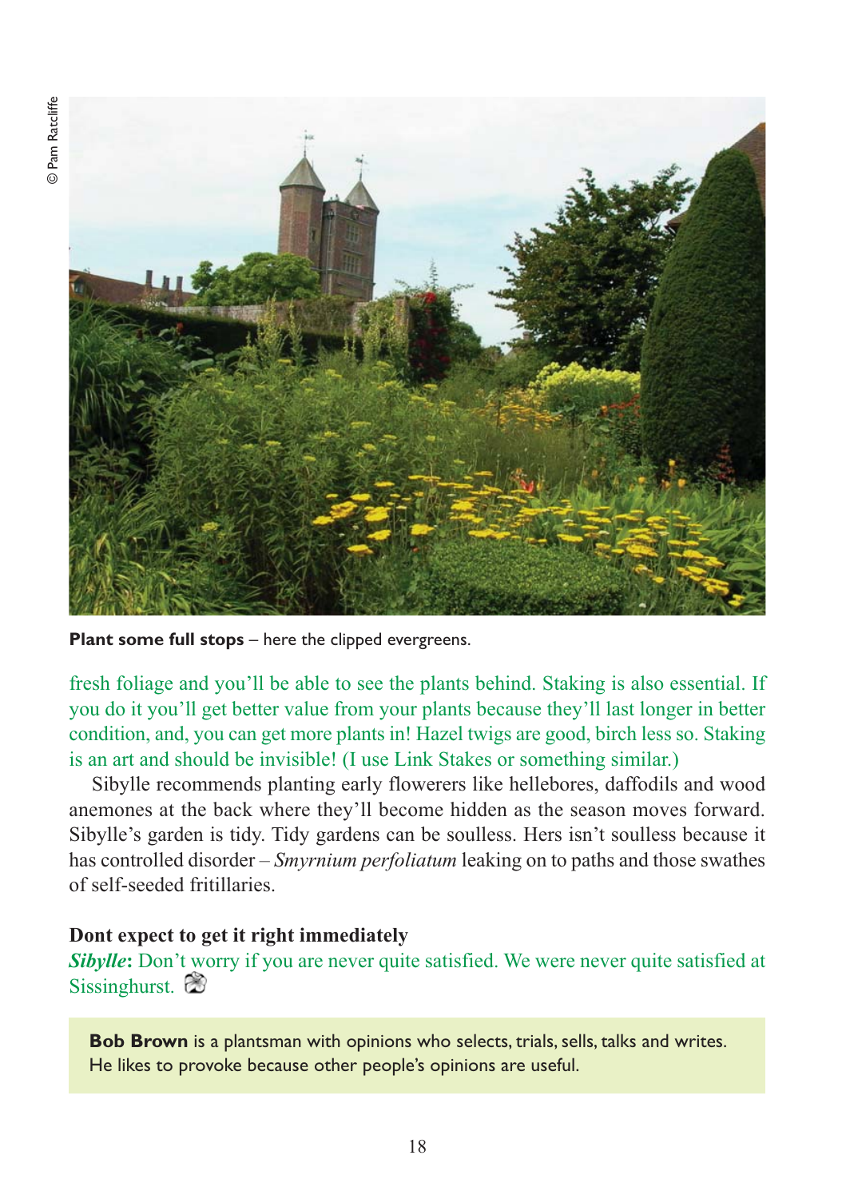**Plant some full stops** – here the clipped evergreens.

fresh foliage and you'll be able to see the plants behind. Staking is also essential. If you do it you'll get better value from your plants because they'll last longer in better condition, and, you can get more plants in! Hazel twigs are good, birch less so. Staking is an art and should be invisible! (I use Link Stakes or something similar.)

Sibylle recommends planting early flowerers like hellebores, daffodils and wood anemones at the back where they'll become hidden as the season moves forward. Sibylle's garden is tidy. Tidy gardens can be soulless. Hers isn't soulless because it has controlled disorder – *Smyrnium perfoliatum* leaking on to paths and those swathes of self-seeded fritillaries.

**Dont expect to get it right immediately**

***Sibylle*****:** Don't worry if you are never quite satisfied. We were never quite satisfied at Sissinghurst.

**Bob Brown** is a plantsman with opinions who selects, trials, sells, talks and writes. He likes to provoke because other people's opinions are useful.